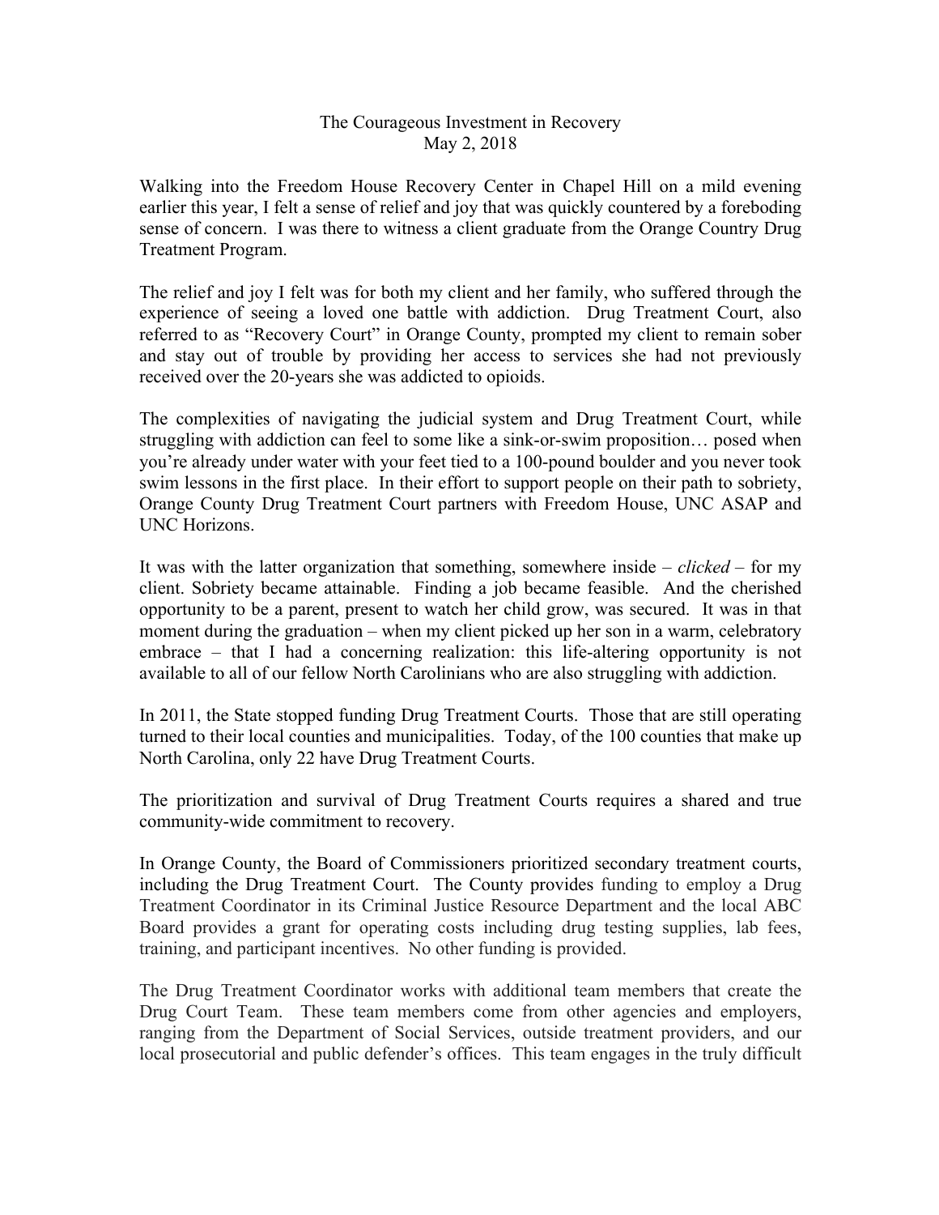# The Courageous Investment in Recovery

May 2, 2018

Walking into the Freedom House Recovery Center in Chapel Hill on a mild evening earlier this year, I felt a sense of relief and joy that was quickly countered by a foreboding sense of concern. I was there to witness a client graduate from the Orange Country Drug Treatment Program.

The relief and joy I felt was for both my client and her family, who suffered through the experience of seeing a loved one battle with addiction. Drug Treatment Court, also referred to as "Recovery Court" in Orange County, prompted my client to remain sober and stay out of trouble by providing her access to services she had not previously received over the 20-years she was addicted to opioids.

The complexities of navigating the judicial system and Drug Treatment Court, while struggling with addiction can feel to some like a sink-or-swim proposition… posed when you're already under water with your feet tied to a 100-pound boulder and you never took swim lessons in the first place. In their effort to support people on their path to sobriety, Orange County Drug Treatment Court partners with Freedom House, UNC ASAP and UNC Horizons.

It was with the latter organization that something, somewhere inside – *clicked* – for my client. Sobriety became attainable. Finding a job became feasible. And the cherished opportunity to be a parent, present to watch her child grow, was secured. It was in that moment during the graduation – when my client picked up her son in a warm, celebratory embrace – that I had a concerning realization: this life-altering opportunity is not available to all of our fellow North Carolinians who are also struggling with addiction.

In 2011, the State stopped funding Drug Treatment Courts. Those that are still operating turned to their local counties and municipalities. Today, of the 100 counties that make up North Carolina, only 22 have Drug Treatment Courts.

The prioritization and survival of Drug Treatment Courts requires a shared and true community-wide commitment to recovery.

In Orange County, the Board of Commissioners prioritized secondary treatment courts, including the Drug Treatment Court. The County provides funding to employ a Drug Treatment Coordinator in its Criminal Justice Resource Department and the local ABC Board provides a grant for operating costs including drug testing supplies, lab fees, training, and participant incentives. No other funding is provided.

The Drug Treatment Coordinator works with additional team members that create the Drug Court Team. These team members come from other agencies and employers, ranging from the Department of Social Services, outside treatment providers, and our local prosecutorial and public defender's offices. This team engages in the truly difficult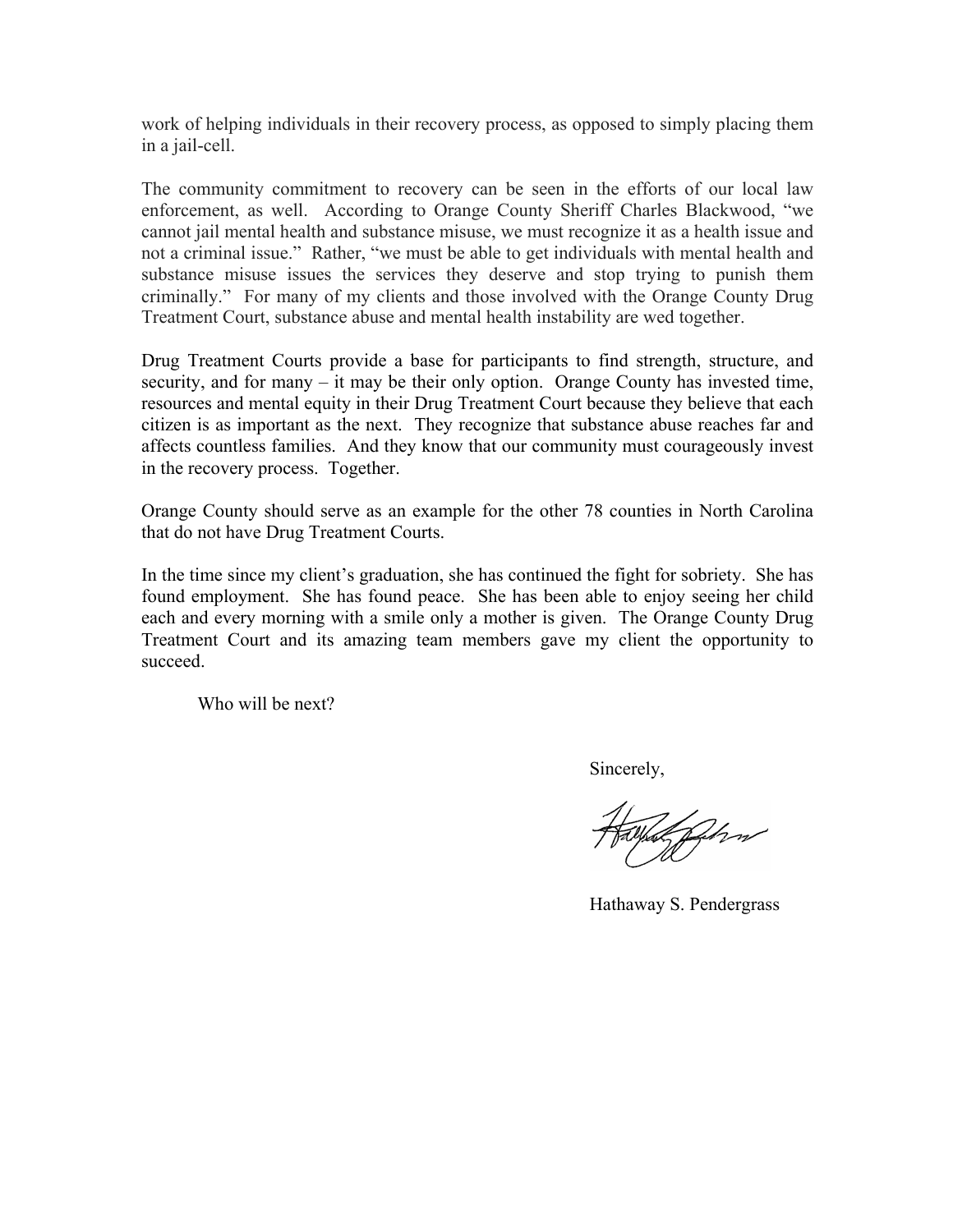work of helping individuals in their recovery process, as opposed to simply placing them in a jail-cell.

The community commitment to recovery can be seen in the efforts of our local law enforcement, as well. According to Orange County Sheriff Charles Blackwood, "we cannot jail mental health and substance misuse, we must recognize it as a health issue and not a criminal issue." Rather, "we must be able to get individuals with mental health and substance misuse issues the services they deserve and stop trying to punish them criminally." For many of my clients and those involved with the Orange County Drug Treatment Court, substance abuse and mental health instability are wed together.

Drug Treatment Courts provide a base for participants to find strength, structure, and security, and for many – it may be their only option. Orange County has invested time, resources and mental equity in their Drug Treatment Court because they believe that each citizen is as important as the next. They recognize that substance abuse reaches far and affects countless families. And they know that our community must courageously invest in the recovery process. Together.

Orange County should serve as an example for the other 78 counties in North Carolina that do not have Drug Treatment Courts.

In the time since my client's graduation, she has continued the fight for sobriety. She has found employment. She has found peace. She has been able to enjoy seeing her child each and every morning with a smile only a mother is given. The Orange County Drug Treatment Court and its amazing team members gave my client the opportunity to succeed.

Who will be next?

Sincerely,

Hathaway S. Pendergrass